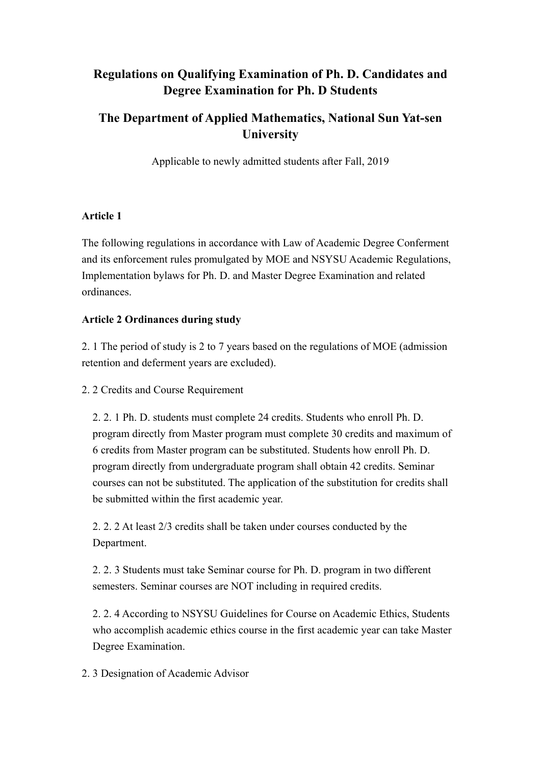# Regulations on Qualifying Examination of Ph. D. Candidates and Degree Examination for Ph. D Students

## The Department of Applied Mathematics, National Sun Yat-sen University

Applicable to newly admitted students after Fall, 2019

**Article 1**

The following regulations in accordance with Law of Academic Degree Conferment and its enforcement rules promulgated by MOE and NSYSU Academic Regulations, Implementation bylaws for Ph. D. and Master Degree Examination and related ordinances.

**Article 2 Ordinances during study**

2. 1 The period of study is 2 to 7 years based on the regulations of MOE (admission retention and deferment years are excluded).

2. 2 Credits and Course Requirement

2. 2. 1 Ph. D. students must complete 24 credits. Students who enroll Ph. D. program directly from Master program must complete 30 credits and maximum of 6 credits from Master program can be substituted. Students how enroll Ph. D. program directly from undergraduate program shall obtain 42 credits. Seminar courses can not be substituted. The application of the substitution for credits shall be submitted within the first academic year.

2. 2. 2 At least 2/3 credits shall be taken under courses conducted by the Department.

2. 2. 3 Students must take Seminar course for Ph. D. program in two different semesters. Seminar courses are NOT including in required credits.

2. 2. 4 According to NSYSU Guidelines for Course on Academic Ethics, Students who accomplish academic ethics course in the first academic year can take Master Degree Examination.

2. 3 Designation of Academic Advisor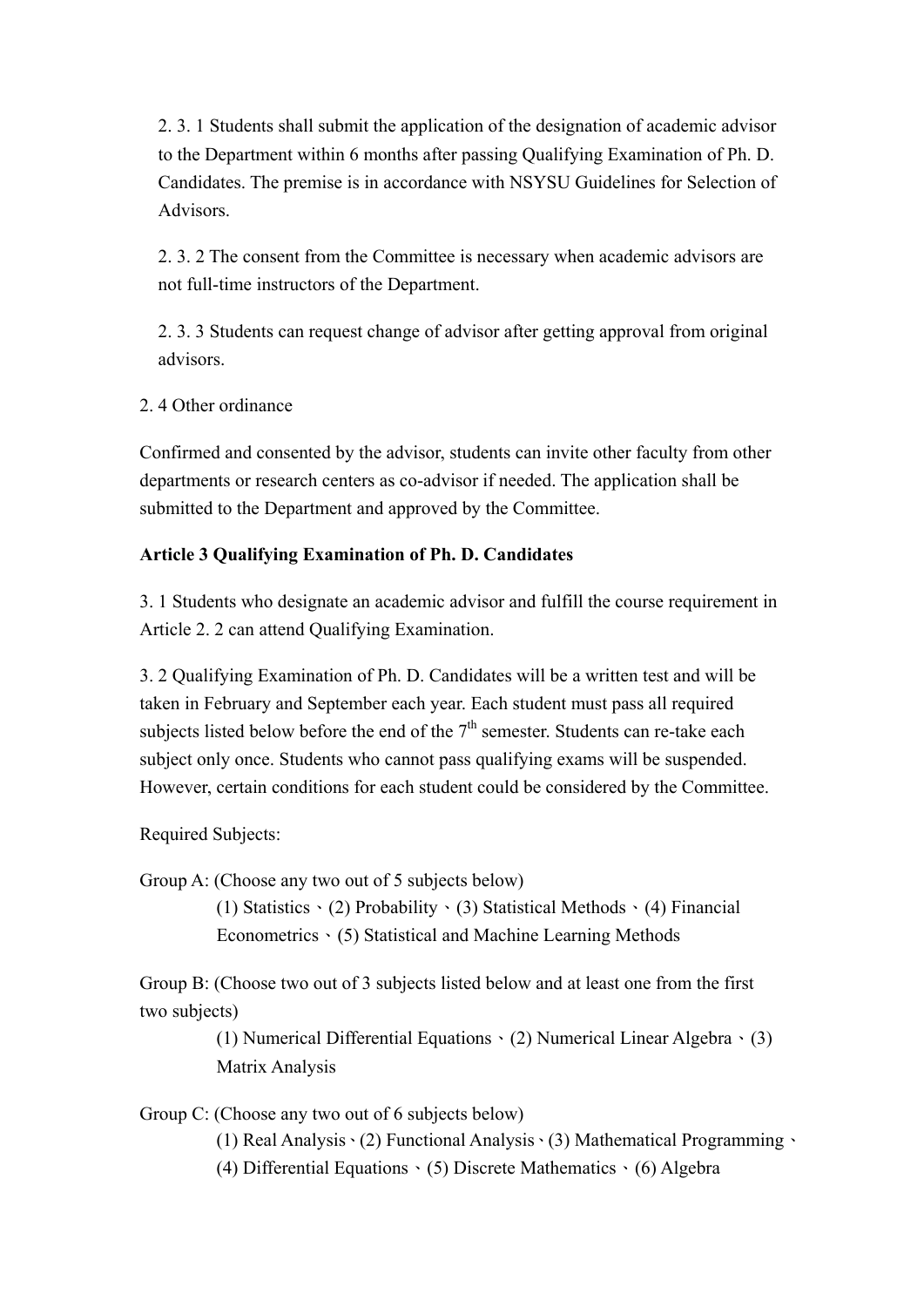2. 3. 1 Students shall submit the application of the designation of academic advisor to the Department within 6 months after passing Qualifying Examination of Ph. D. Candidates. The premise is in accordance with NSYSU Guidelines for Selection of Advisors.

2. 3. 2 The consent from the Committee is necessary when academic advisors are not full-time instructors of the Department.

2. 3. 3 Students can request change of advisor after getting approval from original advisors.

2. 4 Other ordinance

Confirmed and consented by the advisor, students can invite other faculty from other departments or research centers as co-advisor if needed. The application shall be submitted to the Department and approved by the Committee.

**Article 3 Qualifying Examination of Ph. D. Candidates**

3. 1 Students who designate an academic advisor and fulfill the course requirement in Article 2. 2 can attend Qualifying Examination.

3. 2 Qualifying Examination of Ph. D. Candidates will be a written test and will be taken in February and September each year. Each student must pass all required subjects listed below before the end of the 7th semester. Students can re-take each subject only once. Students who cannot pass qualifying exams will be suspended. However, certain conditions for each student could be considered by the Committee.

Required Subjects:

Group A: (Choose any two out of 5 subjects below)
(1) Statistics、(2) Probability、(3) Statistical Methods、(4) Financial Econometrics、(5) Statistical and Machine Learning Methods

Group B: (Choose two out of 3 subjects listed below and at least one from the first two subjects)
(1) Numerical Differential Equations、(2) Numerical Linear Algebra、(3) Matrix Analysis

Group C: (Choose any two out of 6 subjects below)
(1) Real Analysis、(2) Functional Analysis、(3) Mathematical Programming、(4) Differential Equations、(5) Discrete Mathematics、(6) Algebra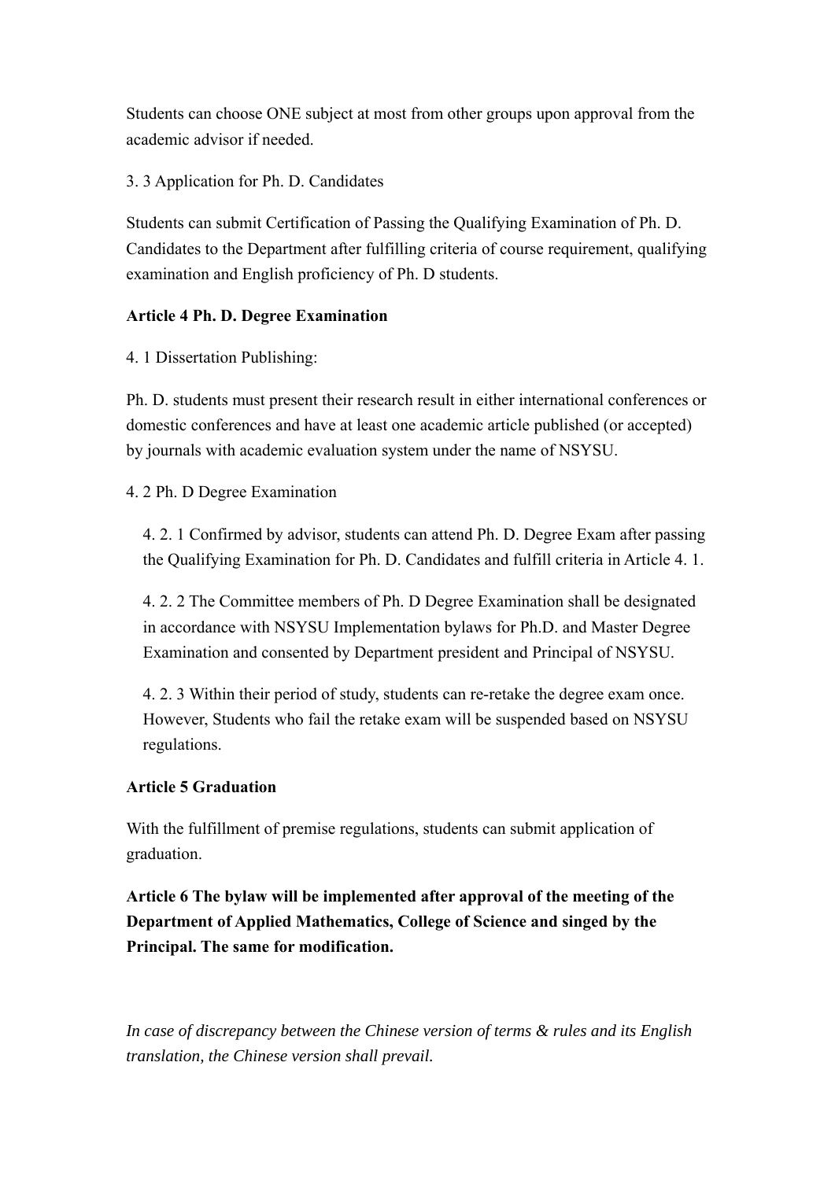Students can choose ONE subject at most from other groups upon approval from the academic advisor if needed.

3. 3 Application for Ph. D. Candidates

Students can submit Certification of Passing the Qualifying Examination of Ph. D. Candidates to the Department after fulfilling criteria of course requirement, qualifying examination and English proficiency of Ph. D students.

**Article 4 Ph. D. Degree Examination**

4. 1 Dissertation Publishing:

Ph. D. students must present their research result in either international conferences or domestic conferences and have at least one academic article published (or accepted) by journals with academic evaluation system under the name of NSYSU.

4. 2 Ph. D Degree Examination

4. 2. 1 Confirmed by advisor, students can attend Ph. D. Degree Exam after passing the Qualifying Examination for Ph. D. Candidates and fulfill criteria in Article 4. 1.

4. 2. 2 The Committee members of Ph. D Degree Examination shall be designated in accordance with NSYSU Implementation bylaws for Ph.D. and Master Degree Examination and consented by Department president and Principal of NSYSU.

4. 2. 3 Within their period of study, students can re-retake the degree exam once. However, Students who fail the retake exam will be suspended based on NSYSU regulations.

**Article 5 Graduation**

With the fulfillment of premise regulations, students can submit application of graduation.

**Article 6 The bylaw will be implemented after approval of the meeting of the Department of Applied Mathematics, College of Science and singed by the Principal. The same for modification.**

*In case of discrepancy between the Chinese version of terms & rules and its English translation, the Chinese version shall prevail.*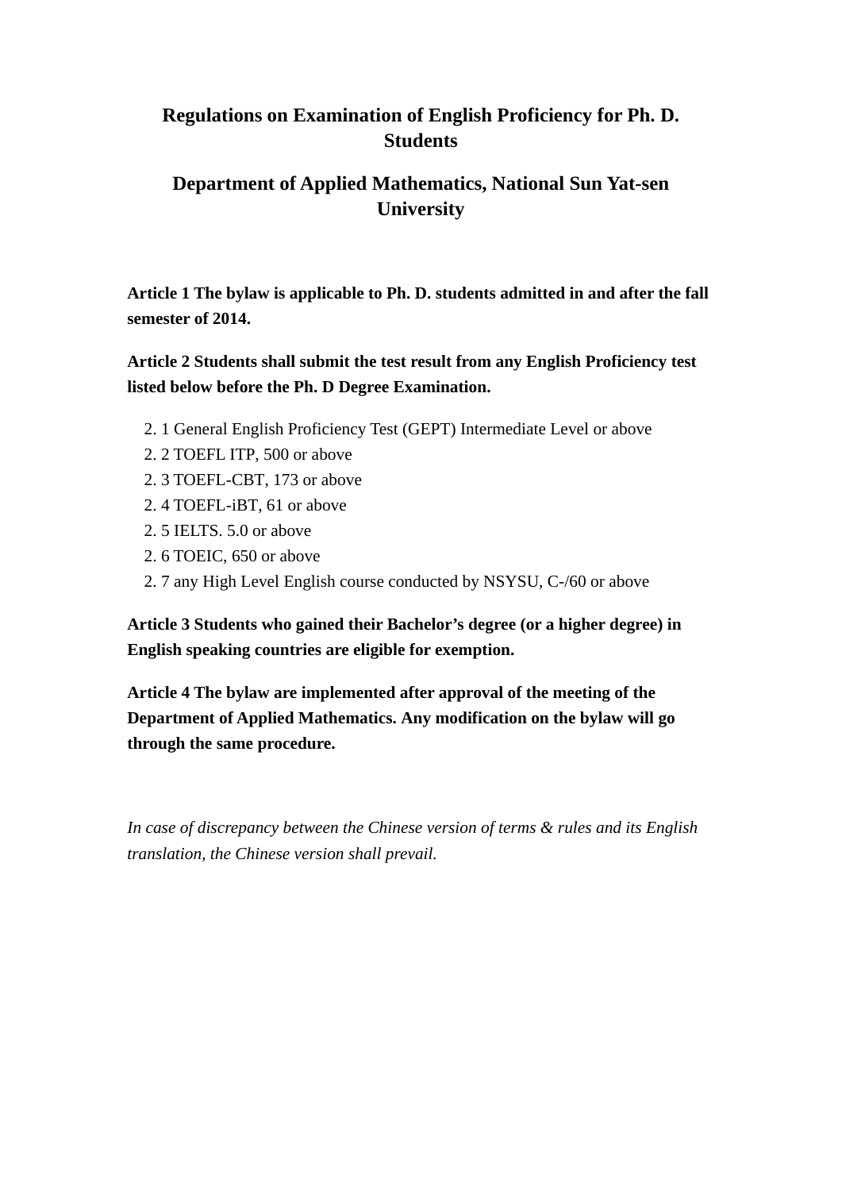# Regulations on Examination of English Proficiency for Ph. D. Students

## Department of Applied Mathematics, National Sun Yat-sen University

**Article 1 The bylaw is applicable to Ph. D. students admitted in and after the fall semester of 2014.**

**Article 2 Students shall submit the test result from any English Proficiency test listed below before the Ph. D Degree Examination.**

2. 1 General English Proficiency Test (GEPT) Intermediate Level or above
2. 2 TOEFL ITP, 500 or above
2. 3 TOEFL-CBT, 173 or above
2. 4 TOEFL-iBT, 61 or above
2. 5 IELTS. 5.0 or above
2. 6 TOEIC, 650 or above
2. 7 any High Level English course conducted by NSYSU, C-/60 or above

**Article 3 Students who gained their Bachelor's degree (or a higher degree) in English speaking countries are eligible for exemption.**

**Article 4 The bylaw are implemented after approval of the meeting of the Department of Applied Mathematics. Any modification on the bylaw will go through the same procedure.**

*In case of discrepancy between the Chinese version of terms & rules and its English translation, the Chinese version shall prevail.*